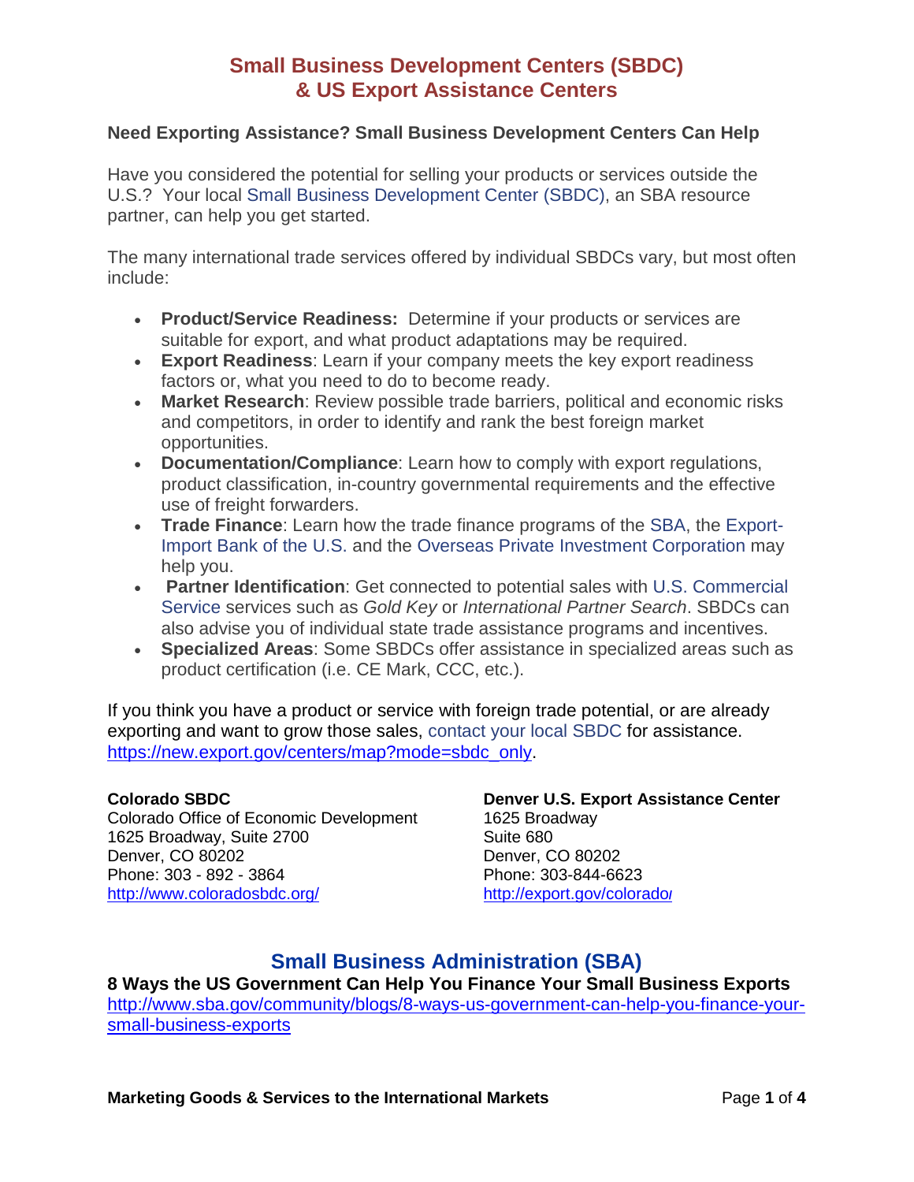# Small Business Development Centers (SBDC)
# & US Export Assistance Centers

**Need Exporting Assistance? Small Business Development Centers Can Help**

Have you considered the potential for selling your products or services outside the U.S.? Your local Small Business Development Center (SBDC), an SBA resource partner, can help you get started.

The many international trade services offered by individual SBDCs vary, but most often include:

- **Product/Service Readiness:** Determine if your products or services are suitable for export, and what product adaptations may be required.
- **Export Readiness**: Learn if your company meets the key export readiness factors or, what you need to do to become ready.
- **Market Research**: Review possible trade barriers, political and economic risks and competitors, in order to identify and rank the best foreign market opportunities.
- **Documentation/Compliance**: Learn how to comply with export regulations, product classification, in-country governmental requirements and the effective use of freight forwarders.
- **Trade Finance**: Learn how the trade finance programs of the SBA, the Export-Import Bank of the U.S. and the Overseas Private Investment Corporation may help you.
- **Partner Identification**: Get connected to potential sales with U.S. Commercial Service services such as *Gold Key* or *International Partner Search*. SBDCs can also advise you of individual state trade assistance programs and incentives.
- **Specialized Areas**: Some SBDCs offer assistance in specialized areas such as product certification (i.e. CE Mark, CCC, etc.).

If you think you have a product or service with foreign trade potential, or are already exporting and want to grow those sales, contact your local SBDC for assistance. https://new.export.gov/centers/map?mode=sbdc_only.

**Colorado SBDC**
Colorado Office of Economic Development
1625 Broadway, Suite 2700
Denver, CO 80202
Phone: 303 - 892 - 3864
http://www.coloradosbdc.org/

**Denver U.S. Export Assistance Center**
1625 Broadway
Suite 680
Denver, CO 80202
Phone: 303-844-6623
http://export.gov/colorado/

## Small Business Administration (SBA)

**8 Ways the US Government Can Help You Finance Your Small Business Exports**
http://www.sba.gov/community/blogs/8-ways-us-government-can-help-you-finance-your-small-business-exports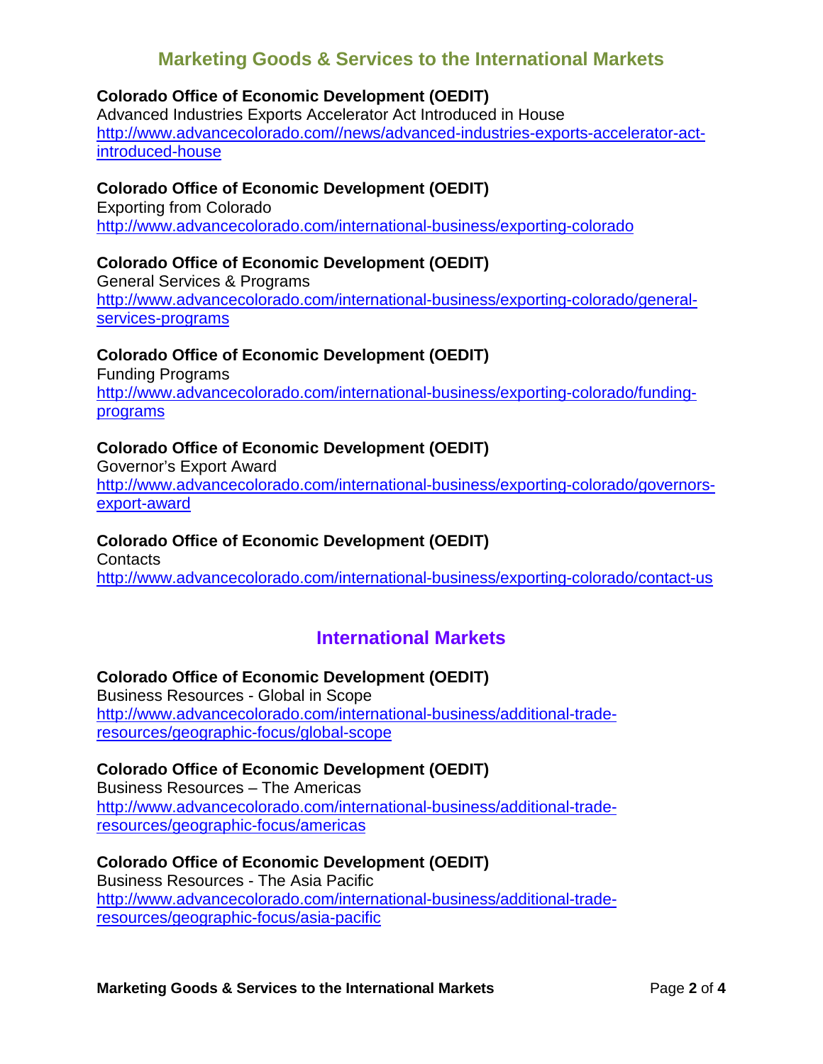## Marketing Goods & Services to the International Markets

**Colorado Office of Economic Development (OEDIT)**
Advanced Industries Exports Accelerator Act Introduced in House
http://www.advancecolorado.com//news/advanced-industries-exports-accelerator-act-introduced-house

**Colorado Office of Economic Development (OEDIT)**
Exporting from Colorado
http://www.advancecolorado.com/international-business/exporting-colorado

**Colorado Office of Economic Development (OEDIT)**
General Services & Programs
http://www.advancecolorado.com/international-business/exporting-colorado/general-services-programs

**Colorado Office of Economic Development (OEDIT)**
Funding Programs
http://www.advancecolorado.com/international-business/exporting-colorado/funding-programs

**Colorado Office of Economic Development (OEDIT)**
Governor's Export Award
http://www.advancecolorado.com/international-business/exporting-colorado/governors-export-award

**Colorado Office of Economic Development (OEDIT)**
Contacts
http://www.advancecolorado.com/international-business/exporting-colorado/contact-us

## International Markets

**Colorado Office of Economic Development (OEDIT)**
Business Resources - Global in Scope
http://www.advancecolorado.com/international-business/additional-trade-resources/geographic-focus/global-scope

**Colorado Office of Economic Development (OEDIT)**
Business Resources – The Americas
http://www.advancecolorado.com/international-business/additional-trade-resources/geographic-focus/americas

**Colorado Office of Economic Development (OEDIT)**
Business Resources - The Asia Pacific
http://www.advancecolorado.com/international-business/additional-trade-resources/geographic-focus/asia-pacific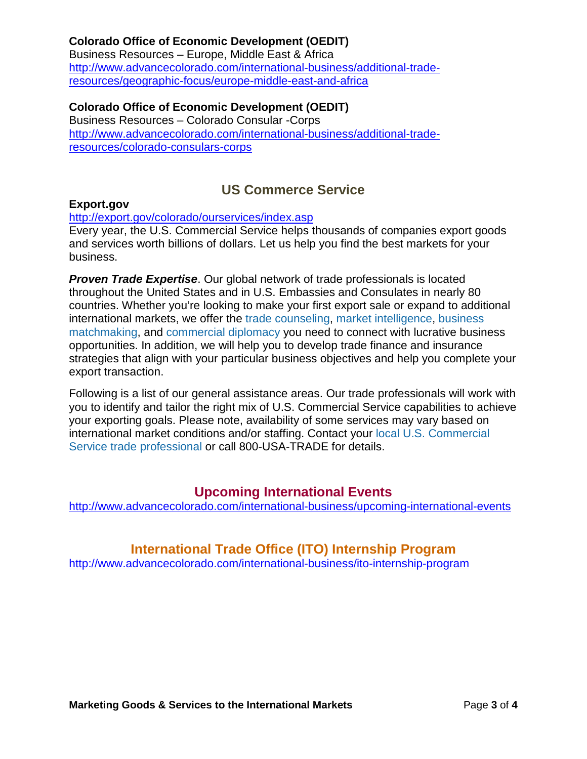**Colorado Office of Economic Development (OEDIT)**
Business Resources – Europe, Middle East & Africa
http://www.advancecolorado.com/international-business/additional-trade-resources/geographic-focus/europe-middle-east-and-africa

**Colorado Office of Economic Development (OEDIT)**
Business Resources – Colorado Consular -Corps
http://www.advancecolorado.com/international-business/additional-trade-resources/colorado-consulars-corps

## US Commerce Service

**Export.gov**
http://export.gov/colorado/ourservices/index.asp
Every year, the U.S. Commercial Service helps thousands of companies export goods and services worth billions of dollars. Let us help you find the best markets for your business.

***Proven Trade Expertise***. Our global network of trade professionals is located throughout the United States and in U.S. Embassies and Consulates in nearly 80 countries. Whether you're looking to make your first export sale or expand to additional international markets, we offer the trade counseling, market intelligence, business matchmaking, and commercial diplomacy you need to connect with lucrative business opportunities. In addition, we will help you to develop trade finance and insurance strategies that align with your particular business objectives and help you complete your export transaction.

Following is a list of our general assistance areas. Our trade professionals will work with you to identify and tailor the right mix of U.S. Commercial Service capabilities to achieve your exporting goals. Please note, availability of some services may vary based on international market conditions and/or staffing. Contact your local U.S. Commercial Service trade professional or call 800-USA-TRADE for details.

## Upcoming International Events

http://www.advancecolorado.com/international-business/upcoming-international-events

## International Trade Office (ITO) Internship Program

http://www.advancecolorado.com/international-business/ito-internship-program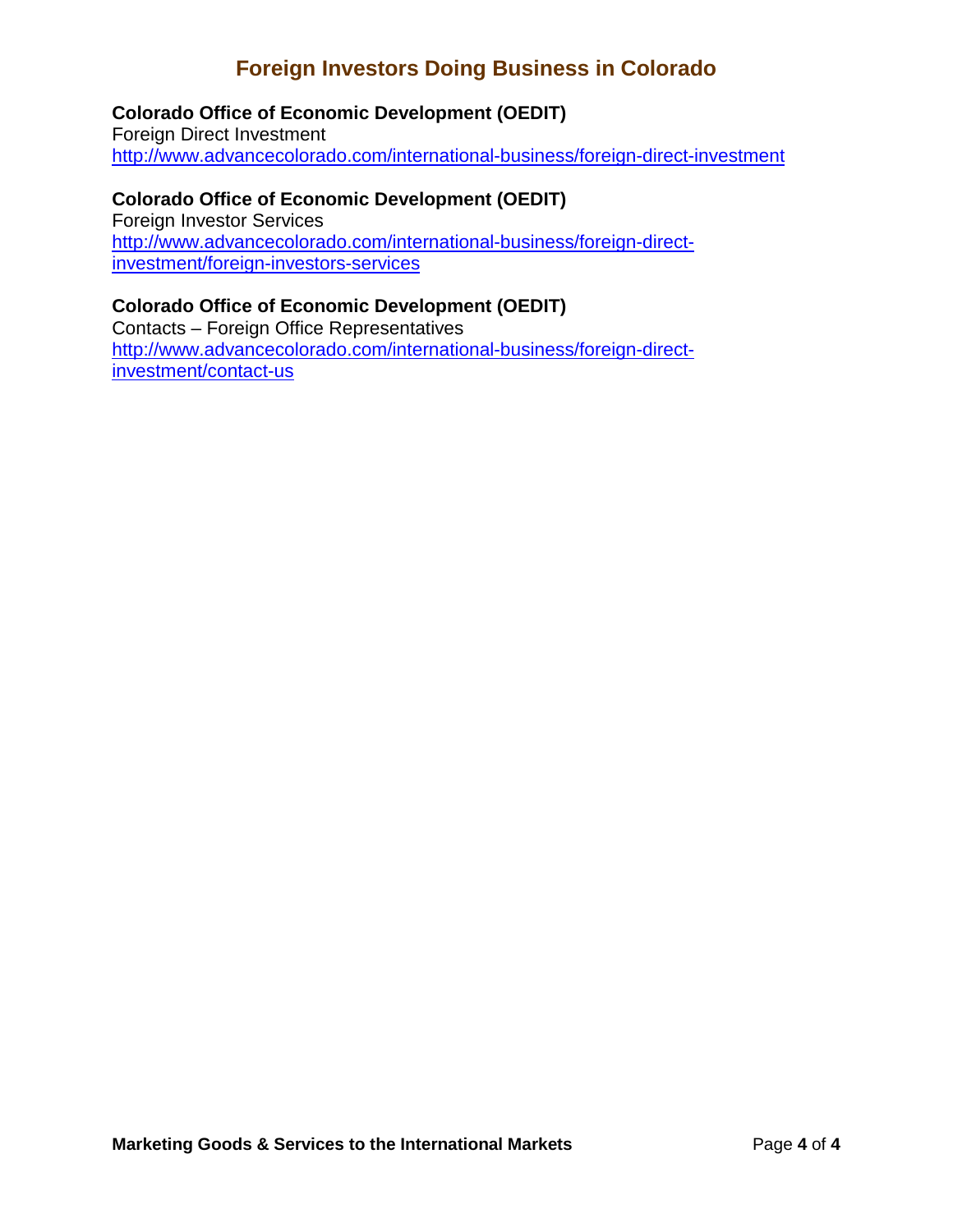## Foreign Investors Doing Business in Colorado

**Colorado Office of Economic Development (OEDIT)**
Foreign Direct Investment
http://www.advancecolorado.com/international-business/foreign-direct-investment

**Colorado Office of Economic Development (OEDIT)**
Foreign Investor Services
http://www.advancecolorado.com/international-business/foreign-direct-investment/foreign-investors-services

**Colorado Office of Economic Development (OEDIT)**
Contacts – Foreign Office Representatives
http://www.advancecolorado.com/international-business/foreign-direct-investment/contact-us